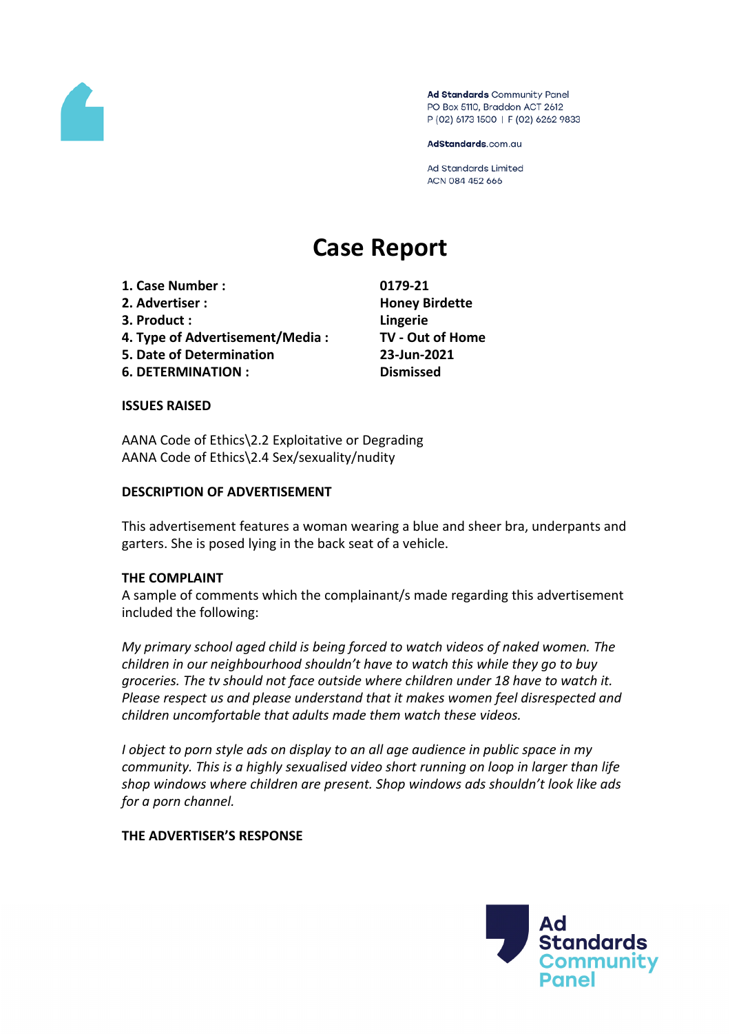Ad Standards Community Panel
PO Box 5110, Braddon ACT 2612
P (02) 6173 1500 | F (02) 6262 9833

AdStandards.com.au

Ad Standards Limited
ACN 084 452 666

# Case Report

| | |
|---|---|
| **1. Case Number :** | **0179-21** |
| **2. Advertiser :** | **Honey Birdette** |
| **3. Product :** | **Lingerie** |
| **4. Type of Advertisement/Media :** | **TV - Out of Home** |
| **5. Date of Determination** | **23-Jun-2021** |
| **6. DETERMINATION :** | **Dismissed** |

**ISSUES RAISED**

AANA Code of Ethics\2.2 Exploitative or Degrading
AANA Code of Ethics\2.4 Sex/sexuality/nudity

**DESCRIPTION OF ADVERTISEMENT**

This advertisement features a woman wearing a blue and sheer bra, underpants and garters. She is posed lying in the back seat of a vehicle.

**THE COMPLAINT**

A sample of comments which the complainant/s made regarding this advertisement included the following:

*My primary school aged child is being forced to watch videos of naked women. The children in our neighbourhood shouldn't have to watch this while they go to buy groceries. The tv should not face outside where children under 18 have to watch it. Please respect us and please understand that it makes women feel disrespected and children uncomfortable that adults made them watch these videos.*

*I object to porn style ads on display to an all age audience in public space in my community. This is a highly sexualised video short running on loop in larger than life shop windows where children are present. Shop windows ads shouldn't look like ads for a porn channel.*

**THE ADVERTISER'S RESPONSE**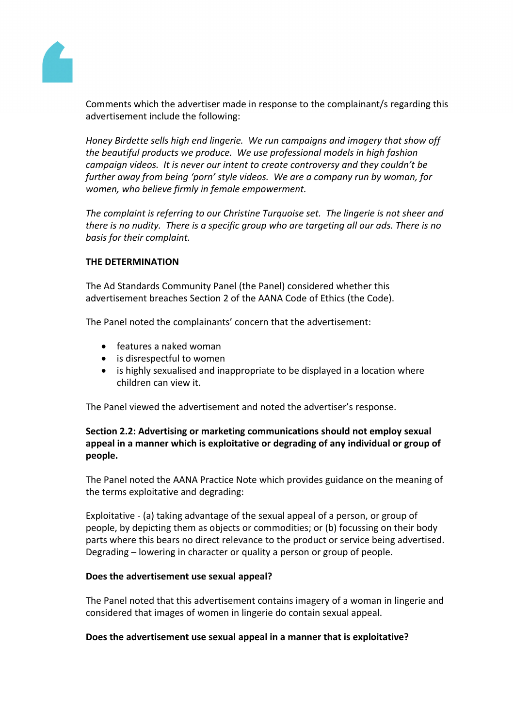Comments which the advertiser made in response to the complainant/s regarding this advertisement include the following:

*Honey Birdette sells high end lingerie. We run campaigns and imagery that show off the beautiful products we produce. We use professional models in high fashion campaign videos. It is never our intent to create controversy and they couldn't be further away from being 'porn' style videos. We are a company run by woman, for women, who believe firmly in female empowerment.*

*The complaint is referring to our Christine Turquoise set. The lingerie is not sheer and there is no nudity. There is a specific group who are targeting all our ads. There is no basis for their complaint.*

**THE DETERMINATION**

The Ad Standards Community Panel (the Panel) considered whether this advertisement breaches Section 2 of the AANA Code of Ethics (the Code).

The Panel noted the complainants' concern that the advertisement:

- features a naked woman
- is disrespectful to women
- is highly sexualised and inappropriate to be displayed in a location where children can view it.

The Panel viewed the advertisement and noted the advertiser's response.

**Section 2.2: Advertising or marketing communications should not employ sexual appeal in a manner which is exploitative or degrading of any individual or group of people.**

The Panel noted the AANA Practice Note which provides guidance on the meaning of the terms exploitative and degrading:

Exploitative - (a) taking advantage of the sexual appeal of a person, or group of people, by depicting them as objects or commodities; or (b) focussing on their body parts where this bears no direct relevance to the product or service being advertised.
Degrading – lowering in character or quality a person or group of people.

**Does the advertisement use sexual appeal?**

The Panel noted that this advertisement contains imagery of a woman in lingerie and considered that images of women in lingerie do contain sexual appeal.

**Does the advertisement use sexual appeal in a manner that is exploitative?**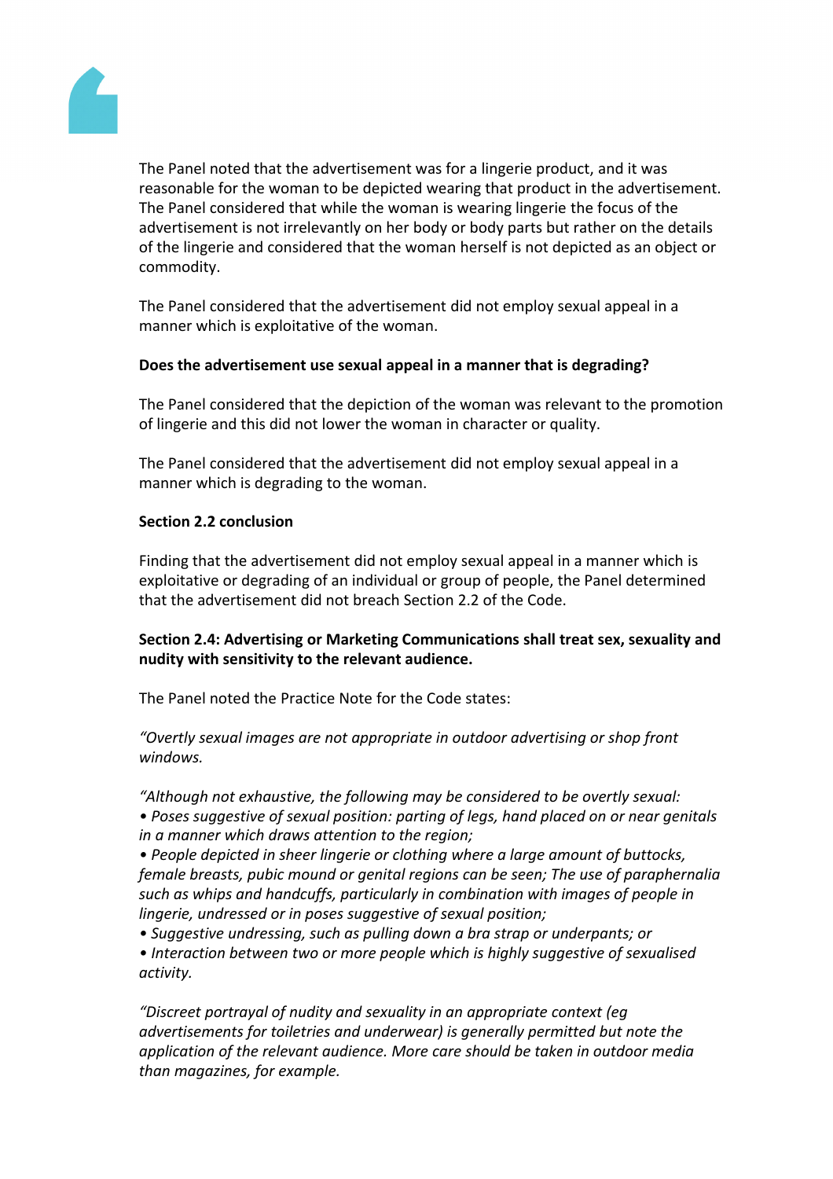The Panel noted that the advertisement was for a lingerie product, and it was reasonable for the woman to be depicted wearing that product in the advertisement. The Panel considered that while the woman is wearing lingerie the focus of the advertisement is not irrelevantly on her body or body parts but rather on the details of the lingerie and considered that the woman herself is not depicted as an object or commodity.

The Panel considered that the advertisement did not employ sexual appeal in a manner which is exploitative of the woman.

**Does the advertisement use sexual appeal in a manner that is degrading?**

The Panel considered that the depiction of the woman was relevant to the promotion of lingerie and this did not lower the woman in character or quality.

The Panel considered that the advertisement did not employ sexual appeal in a manner which is degrading to the woman.

**Section 2.2 conclusion**

Finding that the advertisement did not employ sexual appeal in a manner which is exploitative or degrading of an individual or group of people, the Panel determined that the advertisement did not breach Section 2.2 of the Code.

**Section 2.4: Advertising or Marketing Communications shall treat sex, sexuality and nudity with sensitivity to the relevant audience.**

The Panel noted the Practice Note for the Code states:

*"Overtly sexual images are not appropriate in outdoor advertising or shop front windows.*

*"Although not exhaustive, the following may be considered to be overtly sexual:*
*• Poses suggestive of sexual position: parting of legs, hand placed on or near genitals in a manner which draws attention to the region;*
*• People depicted in sheer lingerie or clothing where a large amount of buttocks, female breasts, pubic mound or genital regions can be seen; The use of paraphernalia such as whips and handcuffs, particularly in combination with images of people in lingerie, undressed or in poses suggestive of sexual position;*
*• Suggestive undressing, such as pulling down a bra strap or underpants; or*
*• Interaction between two or more people which is highly suggestive of sexualised activity.*

*"Discreet portrayal of nudity and sexuality in an appropriate context (eg advertisements for toiletries and underwear) is generally permitted but note the application of the relevant audience. More care should be taken in outdoor media than magazines, for example.*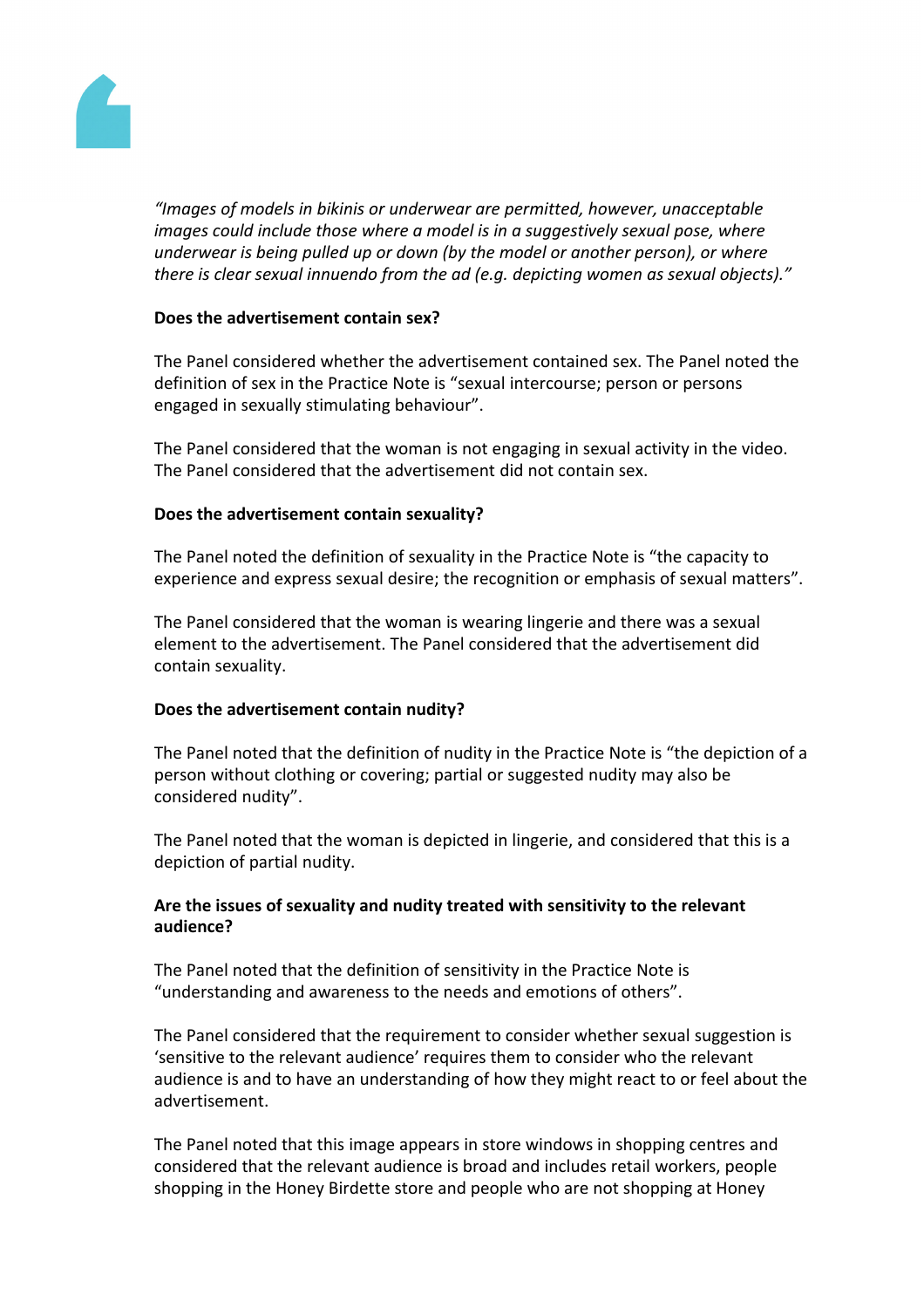*"Images of models in bikinis or underwear are permitted, however, unacceptable images could include those where a model is in a suggestively sexual pose, where underwear is being pulled up or down (by the model or another person), or where there is clear sexual innuendo from the ad (e.g. depicting women as sexual objects)."*

**Does the advertisement contain sex?**

The Panel considered whether the advertisement contained sex. The Panel noted the definition of sex in the Practice Note is "sexual intercourse; person or persons engaged in sexually stimulating behaviour".

The Panel considered that the woman is not engaging in sexual activity in the video. The Panel considered that the advertisement did not contain sex.

**Does the advertisement contain sexuality?**

The Panel noted the definition of sexuality in the Practice Note is "the capacity to experience and express sexual desire; the recognition or emphasis of sexual matters".

The Panel considered that the woman is wearing lingerie and there was a sexual element to the advertisement. The Panel considered that the advertisement did contain sexuality.

**Does the advertisement contain nudity?**

The Panel noted that the definition of nudity in the Practice Note is "the depiction of a person without clothing or covering; partial or suggested nudity may also be considered nudity".

The Panel noted that the woman is depicted in lingerie, and considered that this is a depiction of partial nudity.

**Are the issues of sexuality and nudity treated with sensitivity to the relevant audience?**

The Panel noted that the definition of sensitivity in the Practice Note is "understanding and awareness to the needs and emotions of others".

The Panel considered that the requirement to consider whether sexual suggestion is 'sensitive to the relevant audience' requires them to consider who the relevant audience is and to have an understanding of how they might react to or feel about the advertisement.

The Panel noted that this image appears in store windows in shopping centres and considered that the relevant audience is broad and includes retail workers, people shopping in the Honey Birdette store and people who are not shopping at Honey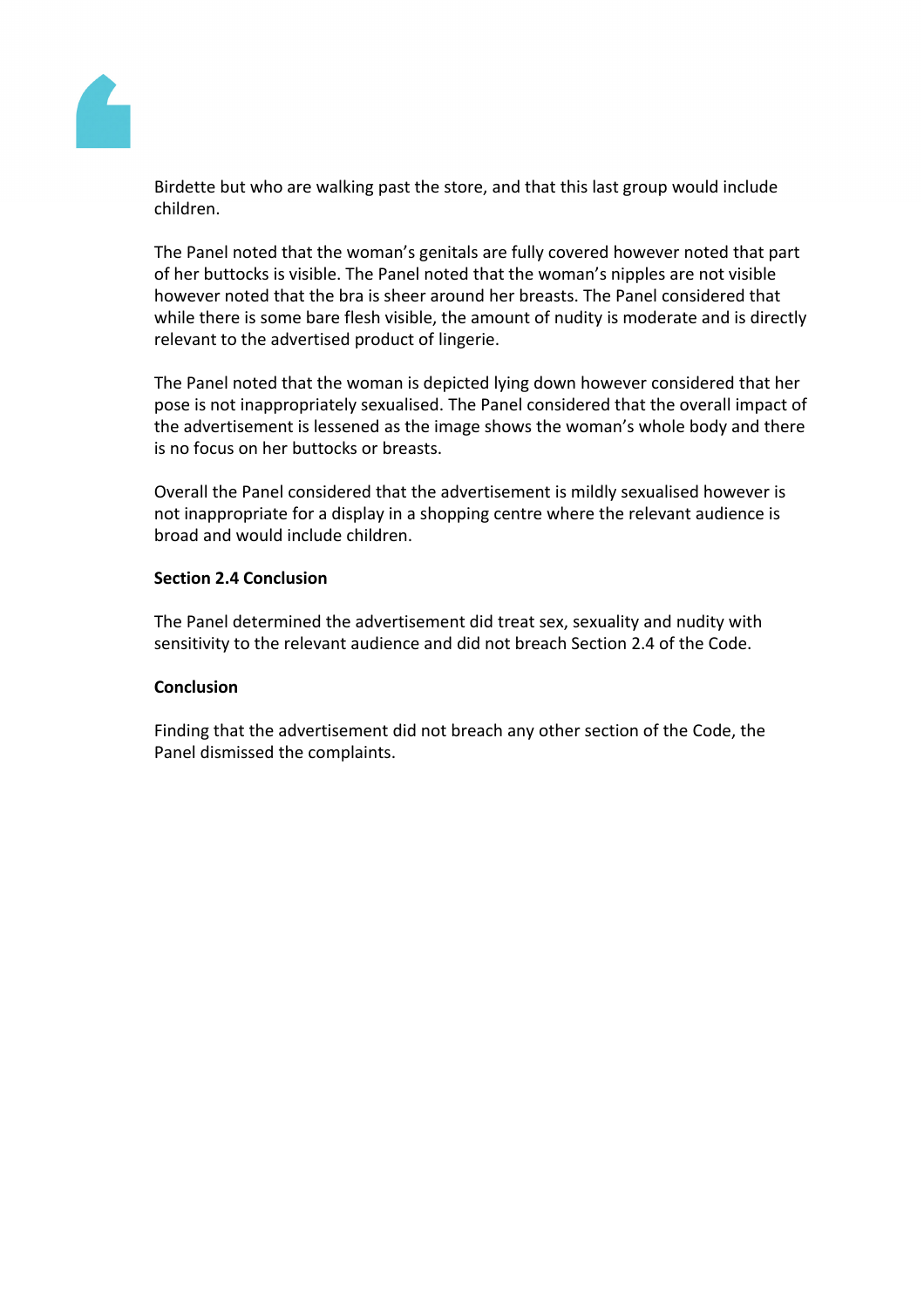Birdette but who are walking past the store, and that this last group would include children.

The Panel noted that the woman's genitals are fully covered however noted that part of her buttocks is visible. The Panel noted that the woman's nipples are not visible however noted that the bra is sheer around her breasts. The Panel considered that while there is some bare flesh visible, the amount of nudity is moderate and is directly relevant to the advertised product of lingerie.

The Panel noted that the woman is depicted lying down however considered that her pose is not inappropriately sexualised. The Panel considered that the overall impact of the advertisement is lessened as the image shows the woman's whole body and there is no focus on her buttocks or breasts.

Overall the Panel considered that the advertisement is mildly sexualised however is not inappropriate for a display in a shopping centre where the relevant audience is broad and would include children.

**Section 2.4 Conclusion**

The Panel determined the advertisement did treat sex, sexuality and nudity with sensitivity to the relevant audience and did not breach Section 2.4 of the Code.

**Conclusion**

Finding that the advertisement did not breach any other section of the Code, the Panel dismissed the complaints.